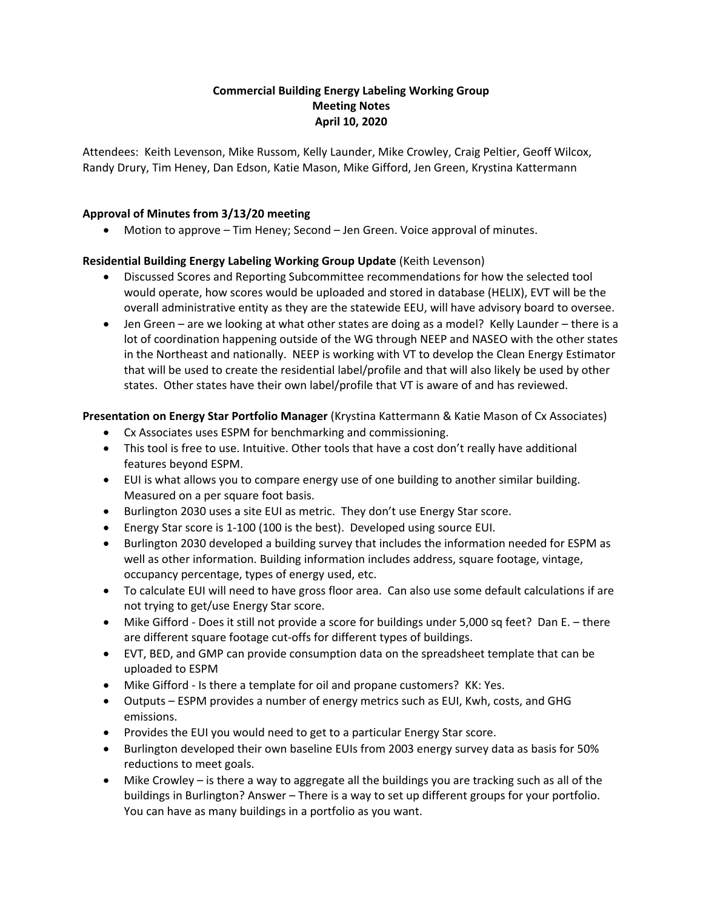**Commercial Building Energy Labeling Working Group**
**Meeting Notes**
**April 10, 2020**

Attendees: Keith Levenson, Mike Russom, Kelly Launder, Mike Crowley, Craig Peltier, Geoff Wilcox, Randy Drury, Tim Heney, Dan Edson, Katie Mason, Mike Gifford, Jen Green, Krystina Kattermann

**Approval of Minutes from 3/13/20 meeting**

- Motion to approve – Tim Heney; Second – Jen Green. Voice approval of minutes.

**Residential Building Energy Labeling Working Group Update** (Keith Levenson)

- Discussed Scores and Reporting Subcommittee recommendations for how the selected tool would operate, how scores would be uploaded and stored in database (HELIX), EVT will be the overall administrative entity as they are the statewide EEU, will have advisory board to oversee.
- Jen Green – are we looking at what other states are doing as a model? Kelly Launder – there is a lot of coordination happening outside of the WG through NEEP and NASEO with the other states in the Northeast and nationally. NEEP is working with VT to develop the Clean Energy Estimator that will be used to create the residential label/profile and that will also likely be used by other states. Other states have their own label/profile that VT is aware of and has reviewed.

**Presentation on Energy Star Portfolio Manager** (Krystina Kattermann & Katie Mason of Cx Associates)

- Cx Associates uses ESPM for benchmarking and commissioning.
- This tool is free to use. Intuitive. Other tools that have a cost don't really have additional features beyond ESPM.
- EUI is what allows you to compare energy use of one building to another similar building. Measured on a per square foot basis.
- Burlington 2030 uses a site EUI as metric. They don't use Energy Star score.
- Energy Star score is 1-100 (100 is the best). Developed using source EUI.
- Burlington 2030 developed a building survey that includes the information needed for ESPM as well as other information. Building information includes address, square footage, vintage, occupancy percentage, types of energy used, etc.
- To calculate EUI will need to have gross floor area. Can also use some default calculations if are not trying to get/use Energy Star score.
- Mike Gifford - Does it still not provide a score for buildings under 5,000 sq feet? Dan E. – there are different square footage cut-offs for different types of buildings.
- EVT, BED, and GMP can provide consumption data on the spreadsheet template that can be uploaded to ESPM
- Mike Gifford - Is there a template for oil and propane customers? KK: Yes.
- Outputs – ESPM provides a number of energy metrics such as EUI, Kwh, costs, and GHG emissions.
- Provides the EUI you would need to get to a particular Energy Star score.
- Burlington developed their own baseline EUIs from 2003 energy survey data as basis for 50% reductions to meet goals.
- Mike Crowley – is there a way to aggregate all the buildings you are tracking such as all of the buildings in Burlington? Answer – There is a way to set up different groups for your portfolio. You can have as many buildings in a portfolio as you want.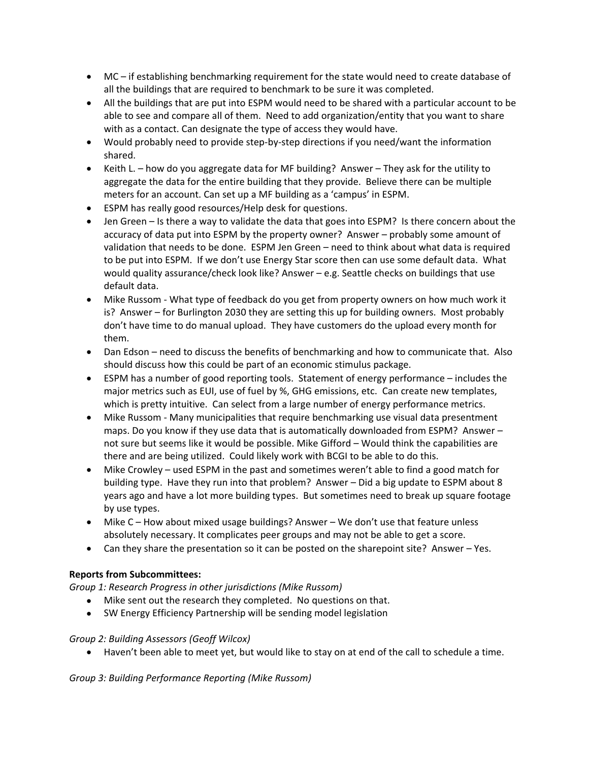- MC – if establishing benchmarking requirement for the state would need to create database of all the buildings that are required to benchmark to be sure it was completed.
- All the buildings that are put into ESPM would need to be shared with a particular account to be able to see and compare all of them. Need to add organization/entity that you want to share with as a contact. Can designate the type of access they would have.
- Would probably need to provide step-by-step directions if you need/want the information shared.
- Keith L. – how do you aggregate data for MF building? Answer – They ask for the utility to aggregate the data for the entire building that they provide. Believe there can be multiple meters for an account. Can set up a MF building as a 'campus' in ESPM.
- ESPM has really good resources/Help desk for questions.
- Jen Green – Is there a way to validate the data that goes into ESPM? Is there concern about the accuracy of data put into ESPM by the property owner? Answer – probably some amount of validation that needs to be done. ESPM Jen Green – need to think about what data is required to be put into ESPM. If we don't use Energy Star score then can use some default data. What would quality assurance/check look like? Answer – e.g. Seattle checks on buildings that use default data.
- Mike Russom - What type of feedback do you get from property owners on how much work it is? Answer – for Burlington 2030 they are setting this up for building owners. Most probably don't have time to do manual upload. They have customers do the upload every month for them.
- Dan Edson – need to discuss the benefits of benchmarking and how to communicate that. Also should discuss how this could be part of an economic stimulus package.
- ESPM has a number of good reporting tools. Statement of energy performance – includes the major metrics such as EUI, use of fuel by %, GHG emissions, etc. Can create new templates, which is pretty intuitive. Can select from a large number of energy performance metrics.
- Mike Russom - Many municipalities that require benchmarking use visual data presentment maps. Do you know if they use data that is automatically downloaded from ESPM? Answer – not sure but seems like it would be possible. Mike Gifford – Would think the capabilities are there and are being utilized. Could likely work with BCGI to be able to do this.
- Mike Crowley – used ESPM in the past and sometimes weren't able to find a good match for building type. Have they run into that problem? Answer – Did a big update to ESPM about 8 years ago and have a lot more building types. But sometimes need to break up square footage by use types.
- Mike C – How about mixed usage buildings? Answer – We don't use that feature unless absolutely necessary. It complicates peer groups and may not be able to get a score.
- Can they share the presentation so it can be posted on the sharepoint site? Answer – Yes.

**Reports from Subcommittees:**

*Group 1: Research Progress in other jurisdictions (Mike Russom)*

- Mike sent out the research they completed. No questions on that.
- SW Energy Efficiency Partnership will be sending model legislation

*Group 2: Building Assessors (Geoff Wilcox)*

- Haven't been able to meet yet, but would like to stay on at end of the call to schedule a time.

*Group 3: Building Performance Reporting (Mike Russom)*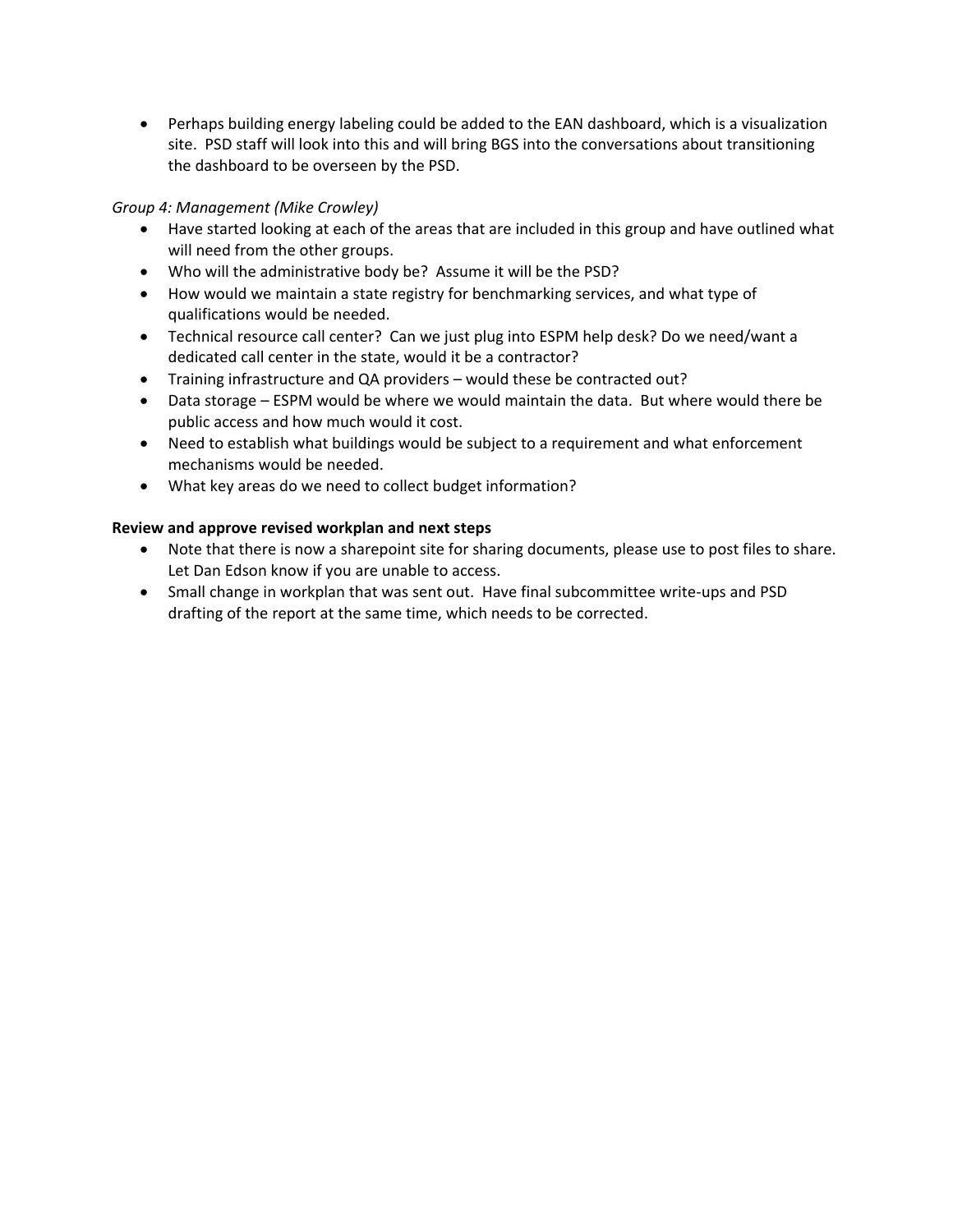- Perhaps building energy labeling could be added to the EAN dashboard, which is a visualization site. PSD staff will look into this and will bring BGS into the conversations about transitioning the dashboard to be overseen by the PSD.

*Group 4: Management (Mike Crowley)*

- Have started looking at each of the areas that are included in this group and have outlined what will need from the other groups.
- Who will the administrative body be? Assume it will be the PSD?
- How would we maintain a state registry for benchmarking services, and what type of qualifications would be needed.
- Technical resource call center? Can we just plug into ESPM help desk? Do we need/want a dedicated call center in the state, would it be a contractor?
- Training infrastructure and QA providers – would these be contracted out?
- Data storage – ESPM would be where we would maintain the data. But where would there be public access and how much would it cost.
- Need to establish what buildings would be subject to a requirement and what enforcement mechanisms would be needed.
- What key areas do we need to collect budget information?

**Review and approve revised workplan and next steps**

- Note that there is now a sharepoint site for sharing documents, please use to post files to share. Let Dan Edson know if you are unable to access.
- Small change in workplan that was sent out. Have final subcommittee write-ups and PSD drafting of the report at the same time, which needs to be corrected.